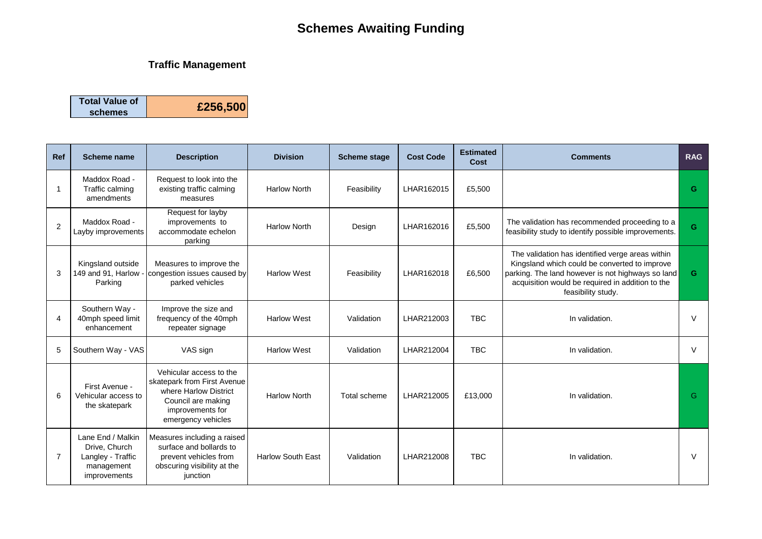# Schemes Awaiting Funding

## Traffic Management

| Total Value of schemes | £256,500 |
|---|---|

| Ref | Scheme name | Description | Division | Scheme stage | Cost Code | Estimated Cost | Comments | RAG |
|---|---|---|---|---|---|---|---|---|
| 1 | Maddox Road - Traffic calming amendments | Request to look into the existing traffic calming measures | Harlow North | Feasibility | LHAR162015 | £5,500 | | G |
| 2 | Maddox Road - Layby improvements | Request for layby improvements to accommodate echelon parking | Harlow North | Design | LHAR162016 | £5,500 | The validation has recommended proceeding to a feasibility study to identify possible improvements. | G |
| 3 | Kingsland outside 149 and 91, Harlow - Parking | Measures to improve the congestion issues caused by parked vehicles | Harlow West | Feasibility | LHAR162018 | £6,500 | The validation has identified verge areas within Kingsland which could be converted to improve parking. The land however is not highways so land acquisition would be required in addition to the feasibility study. | G |
| 4 | Southern Way - 40mph speed limit enhancement | Improve the size and frequency of the 40mph repeater signage | Harlow West | Validation | LHAR212003 | TBC | In validation. | V |
| 5 | Southern Way - VAS | VAS sign | Harlow West | Validation | LHAR212004 | TBC | In validation. | V |
| 6 | First Avenue - Vehicular access to the skatepark | Vehicular access to the skatepark from First Avenue where Harlow District Council are making improvements for emergency vehicles | Harlow North | Total scheme | LHAR212005 | £13,000 | In validation. | G |
| 7 | Lane End / Malkin Drive, Church Langley - Traffic management improvements | Measures including a raised surface and bollards to prevent vehicles from obscuring visibility at the junction | Harlow South East | Validation | LHAR212008 | TBC | In validation. | V |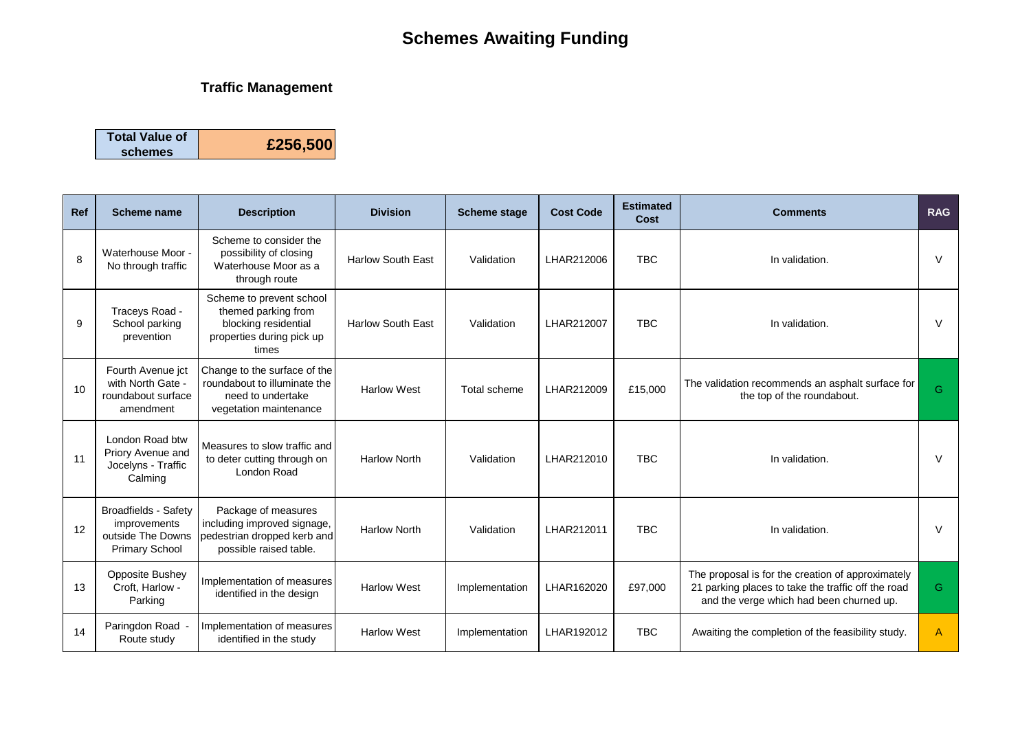# Schemes Awaiting Funding

## Traffic Management

| Total Value of schemes | £256,500 |
|---|---|

| Ref | Scheme name | Description | Division | Scheme stage | Cost Code | Estimated Cost | Comments | RAG |
|---|---|---|---|---|---|---|---|---|
| 8 | Waterhouse Moor - No through traffic | Scheme to consider the possibility of closing Waterhouse Moor as a through route | Harlow South East | Validation | LHAR212006 | TBC | In validation. | V |
| 9 | Traceys Road - School parking prevention | Scheme to prevent school themed parking from blocking residential properties during pick up times | Harlow South East | Validation | LHAR212007 | TBC | In validation. | V |
| 10 | Fourth Avenue jct with North Gate - roundabout surface amendment | Change to the surface of the roundabout to illuminate the need to undertake vegetation maintenance | Harlow West | Total scheme | LHAR212009 | £15,000 | The validation recommends an asphalt surface for the top of the roundabout. | G |
| 11 | London Road btw Priory Avenue and Jocelyns - Traffic Calming | Measures to slow traffic and to deter cutting through on London Road | Harlow North | Validation | LHAR212010 | TBC | In validation. | V |
| 12 | Broadfields - Safety improvements outside The Downs Primary School | Package of measures including improved signage, pedestrian dropped kerb and possible raised table. | Harlow North | Validation | LHAR212011 | TBC | In validation. | V |
| 13 | Opposite Bushey Croft, Harlow - Parking | Implementation of measures identified in the design | Harlow West | Implementation | LHAR162020 | £97,000 | The proposal is for the creation of approximately 21 parking places to take the traffic off the road and the verge which had been churned up. | G |
| 14 | Paringdon Road - Route study | Implementation of measures identified in the study | Harlow West | Implementation | LHAR192012 | TBC | Awaiting the completion of the feasibility study. | A |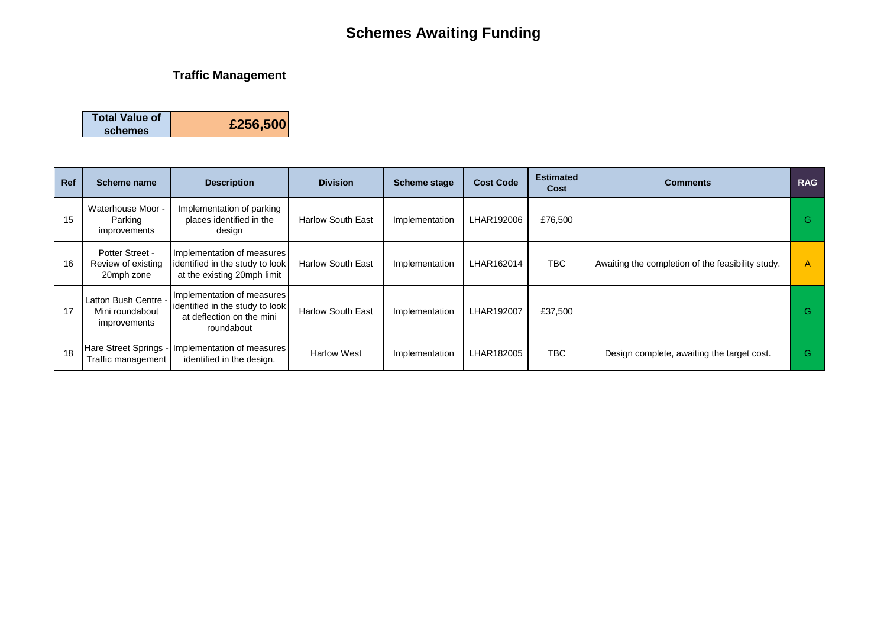# Schemes Awaiting Funding

## Traffic Management

| Total Value of schemes | £256,500 |
|---|---|

| Ref | Scheme name | Description | Division | Scheme stage | Cost Code | Estimated Cost | Comments | RAG |
|---|---|---|---|---|---|---|---|---|
| 15 | Waterhouse Moor - Parking improvements | Implementation of parking places identified in the design | Harlow South East | Implementation | LHAR192006 | £76,500 | | G |
| 16 | Potter Street - Review of existing 20mph zone | Implementation of measures identified in the study to look at the existing 20mph limit | Harlow South East | Implementation | LHAR162014 | TBC | Awaiting the completion of the feasibility study. | A |
| 17 | Latton Bush Centre - Mini roundabout improvements | Implementation of measures identified in the study to look at deflection on the mini roundabout | Harlow South East | Implementation | LHAR192007 | £37,500 | | G |
| 18 | Hare Street Springs - Traffic management | Implementation of measures identified in the design. | Harlow West | Implementation | LHAR182005 | TBC | Design complete, awaiting the target cost. | G |